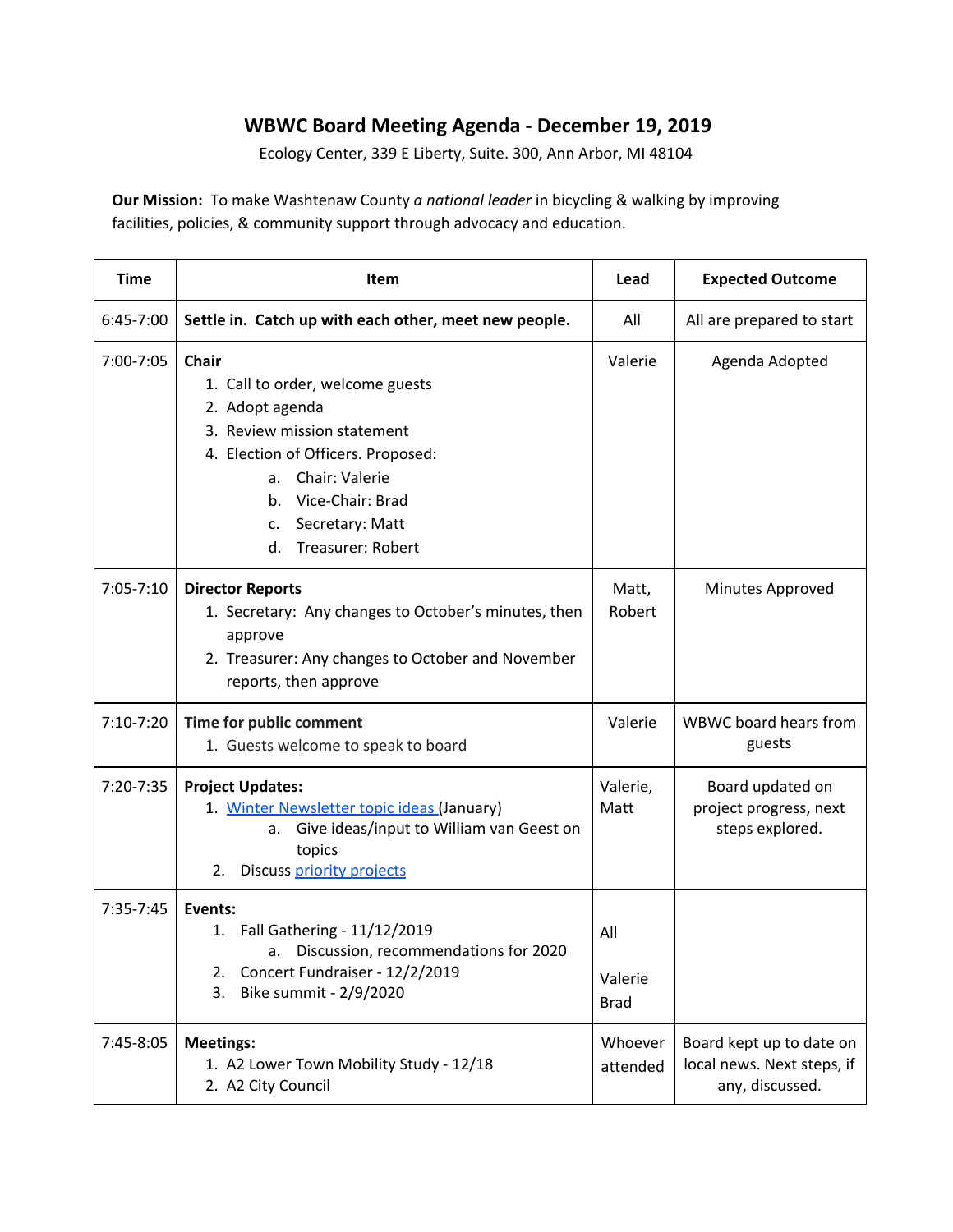# WBWC Board Meeting Agenda - December 19, 2019

Ecology Center, 339 E Liberty, Suite. 300, Ann Arbor, MI 48104

**Our Mission:** To make Washtenaw County *a national leader* in bicycling & walking by improving facilities, policies, & community support through advocacy and education.

| Time | Item | Lead | Expected Outcome |
|---|---|---|---|
| 6:45-7:00 | **Settle in. Catch up with each other, meet new people.** | All | All are prepared to start |
| 7:00-7:05 | **Chair**<br>1. Call to order, welcome guests<br>2. Adopt agenda<br>3. Review mission statement<br>4. Election of Officers. Proposed:<br>a. Chair: Valerie<br>b. Vice-Chair: Brad<br>c. Secretary: Matt<br>d. Treasurer: Robert | Valerie | Agenda Adopted |
| 7:05-7:10 | **Director Reports**<br>1. Secretary: Any changes to October's minutes, then approve<br>2. Treasurer: Any changes to October and November reports, then approve | Matt, Robert | Minutes Approved |
| 7:10-7:20 | **Time for public comment**<br>1. Guests welcome to speak to board | Valerie | WBWC board hears from guests |
| 7:20-7:35 | **Project Updates:**<br>1. Winter Newsletter topic ideas (January)<br>a. Give ideas/input to William van Geest on topics<br>2. Discuss priority projects | Valerie, Matt | Board updated on project progress, next steps explored. |
| 7:35-7:45 | **Events:**<br>1. Fall Gathering - 11/12/2019<br>a. Discussion, recommendations for 2020<br>2. Concert Fundraiser - 12/2/2019<br>3. Bike summit - 2/9/2020 | All<br><br>Valerie<br>Brad | |
| 7:45-8:05 | **Meetings:**<br>1. A2 Lower Town Mobility Study - 12/18<br>2. A2 City Council | Whoever attended | Board kept up to date on local news. Next steps, if any, discussed. |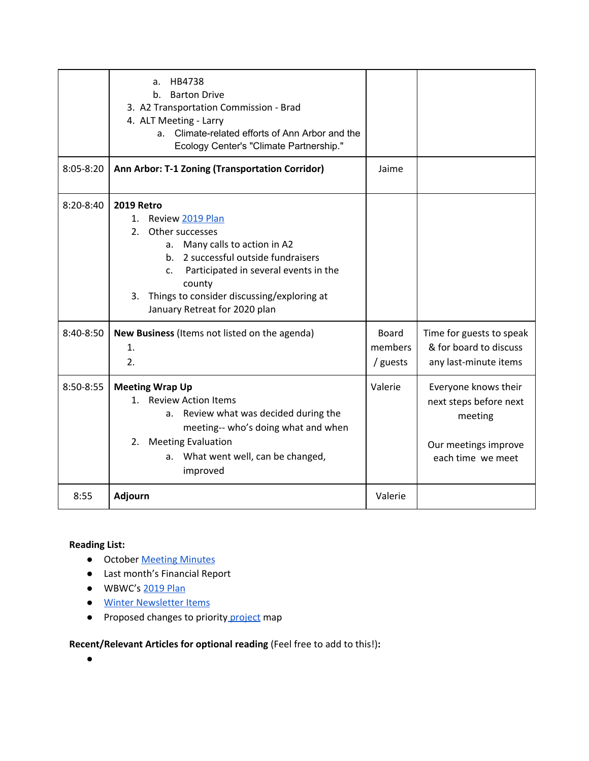| | | | |
|---|---|---|---|
| | a. HB4738<br>b. Barton Drive<br>3. A2 Transportation Commission - Brad<br>4. ALT Meeting - Larry<br>a. Climate-related efforts of Ann Arbor and the Ecology Center's "Climate Partnership." | | |
| 8:05-8:20 | **Ann Arbor: T-1 Zoning (Transportation Corridor)** | Jaime | |
| 8:20-8:40 | **2019 Retro**<br>1. Review 2019 Plan<br>2. Other successes<br>a. Many calls to action in A2<br>b. 2 successful outside fundraisers<br>c. Participated in several events in the county<br>3. Things to consider discussing/exploring at January Retreat for 2020 plan | | |
| 8:40-8:50 | **New Business** (Items not listed on the agenda)<br>1.<br>2. | Board members / guests | Time for guests to speak & for board to discuss any last-minute items |
| 8:50-8:55 | **Meeting Wrap Up**<br>1. Review Action Items<br>a. Review what was decided during the meeting-- who's doing what and when<br>2. Meeting Evaluation<br>a. What went well, can be changed, improved | Valerie | Everyone knows their next steps before next meeting<br><br>Our meetings improve each time we meet |
| 8:55 | **Adjourn** | Valerie | |

**Reading List:**

- October Meeting Minutes
- Last month's Financial Report
- WBWC's 2019 Plan
- Winter Newsletter Items
- Proposed changes to priority project map

**Recent/Relevant Articles for optional reading** (Feel free to add to this!)**:**

-